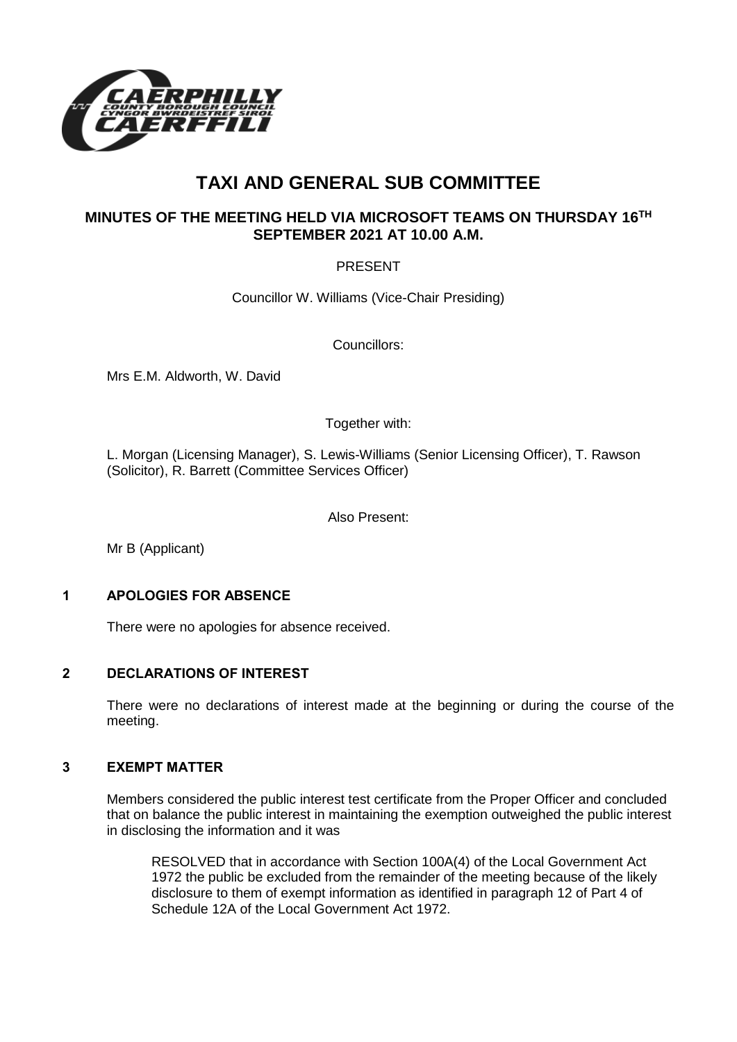# TAXI AND GENERAL SUB COMMITTEE

## MINUTES OF THE MEETING HELD VIA MICROSOFT TEAMS ON THURSDAY 16TH SEPTEMBER 2021 AT 10.00 A.M.

PRESENT

Councillor W. Williams (Vice-Chair Presiding)

Councillors:

Mrs E.M. Aldworth, W. David

Together with:

L. Morgan (Licensing Manager), S. Lewis-Williams (Senior Licensing Officer), T. Rawson (Solicitor), R. Barrett (Committee Services Officer)

Also Present:

Mr B (Applicant)

### 1 APOLOGIES FOR ABSENCE

There were no apologies for absence received.

### 2 DECLARATIONS OF INTEREST

There were no declarations of interest made at the beginning or during the course of the meeting.

### 3 EXEMPT MATTER

Members considered the public interest test certificate from the Proper Officer and concluded that on balance the public interest in maintaining the exemption outweighed the public interest in disclosing the information and it was

RESOLVED that in accordance with Section 100A(4) of the Local Government Act 1972 the public be excluded from the remainder of the meeting because of the likely disclosure to them of exempt information as identified in paragraph 12 of Part 4 of Schedule 12A of the Local Government Act 1972.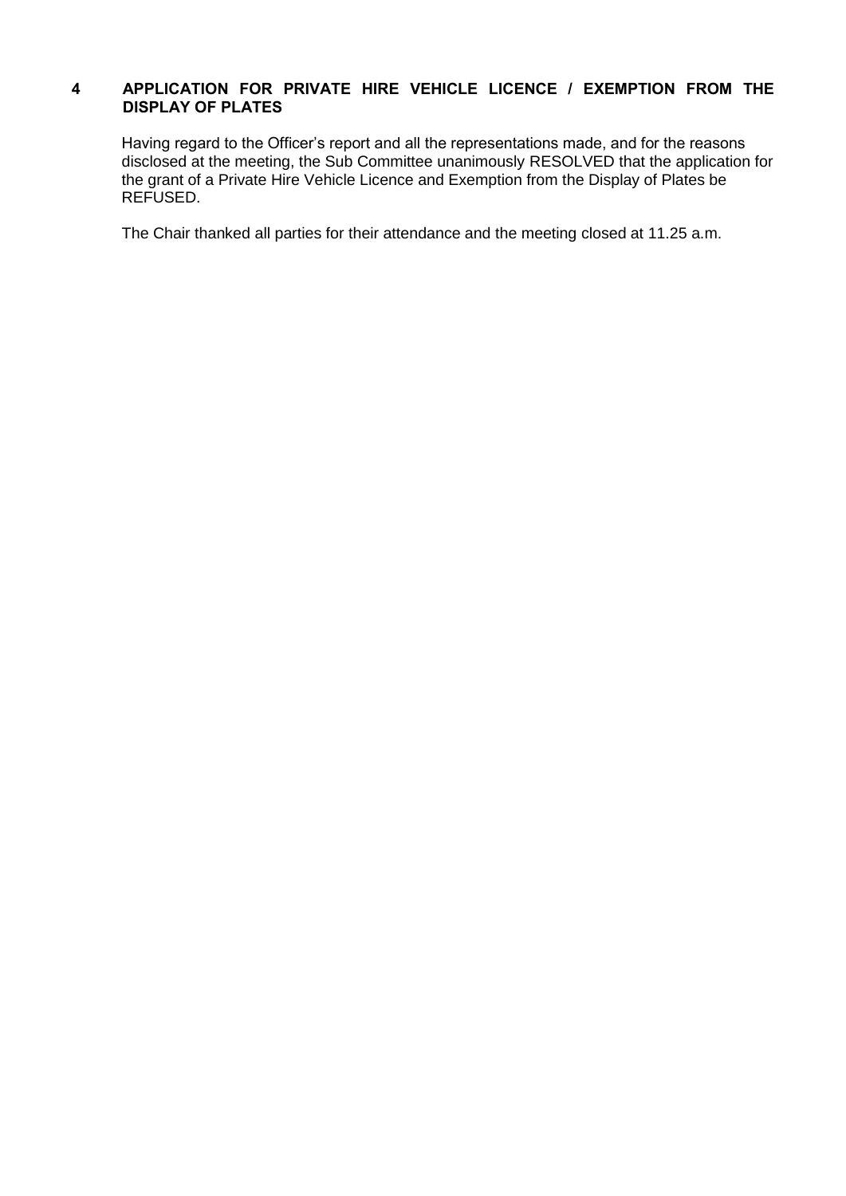## 4 APPLICATION FOR PRIVATE HIRE VEHICLE LICENCE / EXEMPTION FROM THE DISPLAY OF PLATES

Having regard to the Officer's report and all the representations made, and for the reasons disclosed at the meeting, the Sub Committee unanimously RESOLVED that the application for the grant of a Private Hire Vehicle Licence and Exemption from the Display of Plates be REFUSED.

The Chair thanked all parties for their attendance and the meeting closed at 11.25 a.m.